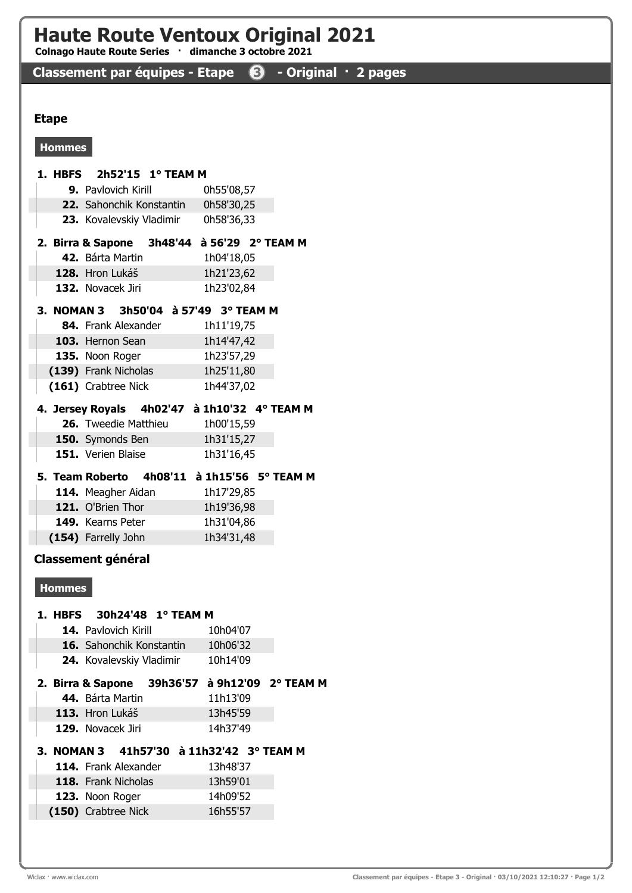# Haute Route Ventoux Original 2021

**Colnago Haute Route Series · dimanche 3 octobre 2021**

## Classement par équipes - Etape 3 - Original · 2 pages

### Etape

#### Hommes

**1. HBFS 2h52'15 1° TEAM M**

| | | |
|---|---|---|
| **9.** | Pavlovich Kirill | 0h55'08,57 |
| **22.** | Sahonchik Konstantin | 0h58'30,25 |
| **23.** | Kovalevskiy Vladimir | 0h58'36,33 |

**2. Birra & Sapone 3h48'44 à 56'29 2° TEAM M**

| | | |
|---|---|---|
| **42.** | Bárta Martin | 1h04'18,05 |
| **128.** | Hron Lukáš | 1h21'23,62 |
| **132.** | Novacek Jiri | 1h23'02,84 |

**3. NOMAN 3 3h50'04 à 57'49 3° TEAM M**

| | | |
|---|---|---|
| **84.** | Frank Alexander | 1h11'19,75 |
| **103.** | Hernon Sean | 1h14'47,42 |
| **135.** | Noon Roger | 1h23'57,29 |
| **(139)** | Frank Nicholas | 1h25'11,80 |
| **(161)** | Crabtree Nick | 1h44'37,02 |

**4. Jersey Royals 4h02'47 à 1h10'32 4° TEAM M**

| | | |
|---|---|---|
| **26.** | Tweedie Matthieu | 1h00'15,59 |
| **150.** | Symonds Ben | 1h31'15,27 |
| **151.** | Verien Blaise | 1h31'16,45 |

**5. Team Roberto 4h08'11 à 1h15'56 5° TEAM M**

| | | |
|---|---|---|
| **114.** | Meagher Aidan | 1h17'29,85 |
| **121.** | O'Brien Thor | 1h19'36,98 |
| **149.** | Kearns Peter | 1h31'04,86 |
| **(154)** | Farrelly John | 1h34'31,48 |

### Classement général

#### Hommes

**1. HBFS 30h24'48 1° TEAM M**

| | | |
|---|---|---|
| **14.** | Pavlovich Kirill | 10h04'07 |
| **16.** | Sahonchik Konstantin | 10h06'32 |
| **24.** | Kovalevskiy Vladimir | 10h14'09 |

**2. Birra & Sapone 39h36'57 à 9h12'09 2° TEAM M**

| | | |
|---|---|---|
| **44.** | Bárta Martin | 11h13'09 |
| **113.** | Hron Lukáš | 13h45'59 |
| **129.** | Novacek Jiri | 14h37'49 |

**3. NOMAN 3 41h57'30 à 11h32'42 3° TEAM M**

| | | |
|---|---|---|
| **114.** | Frank Alexander | 13h48'37 |
| **118.** | Frank Nicholas | 13h59'01 |
| **123.** | Noon Roger | 14h09'52 |
| **(150)** | Crabtree Nick | 16h55'57 |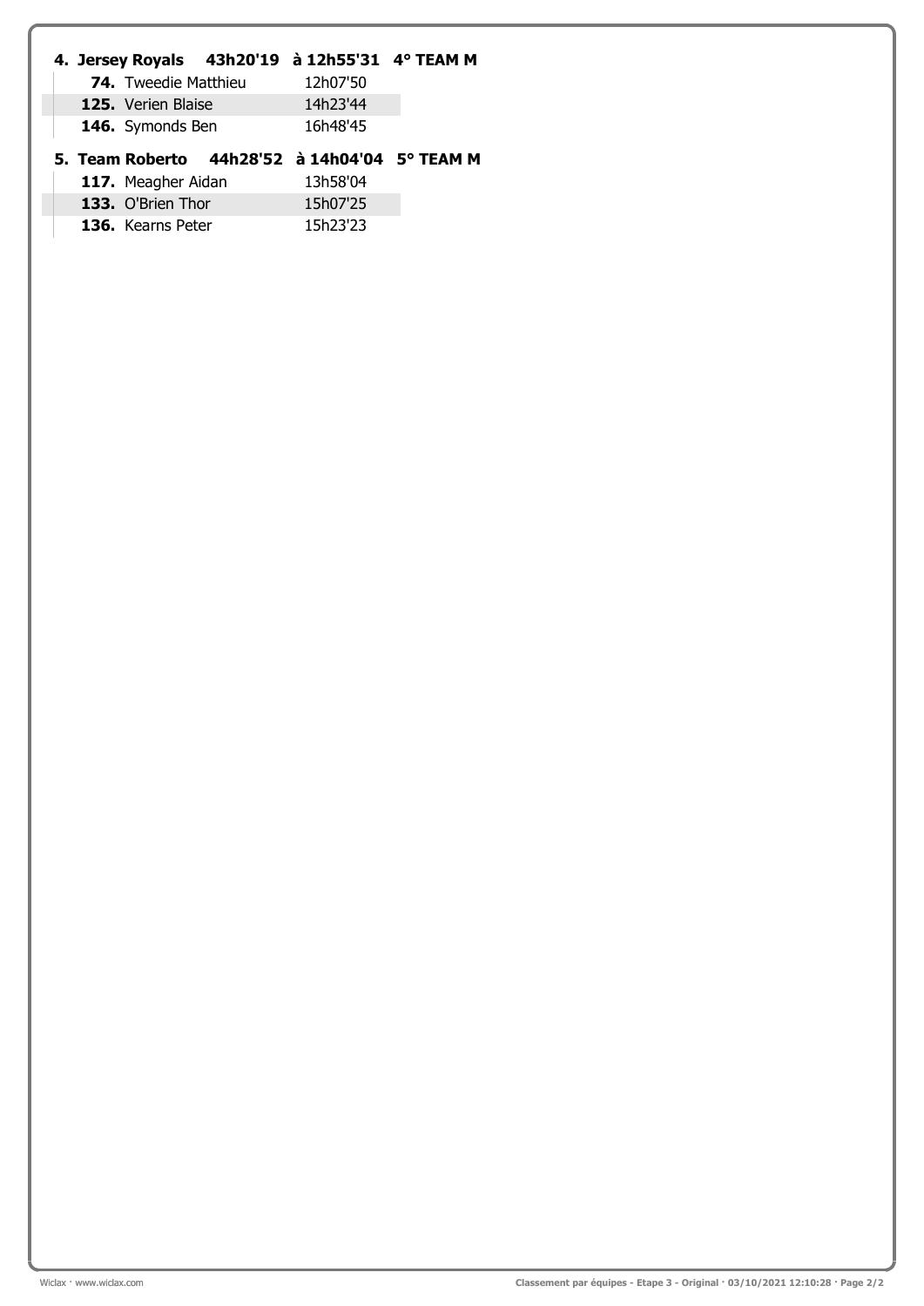**4. Jersey Royals 43h20'19 à 12h55'31 4° TEAM M**

| | | |
|---|---|---|
| **74.** | Tweedie Matthieu | 12h07'50 |
| **125.** | Verien Blaise | 14h23'44 |
| **146.** | Symonds Ben | 16h48'45 |

**5. Team Roberto 44h28'52 à 14h04'04 5° TEAM M**

| | | |
|---|---|---|
| **117.** | Meagher Aidan | 13h58'04 |
| **133.** | O'Brien Thor | 15h07'25 |
| **136.** | Kearns Peter | 15h23'23 |